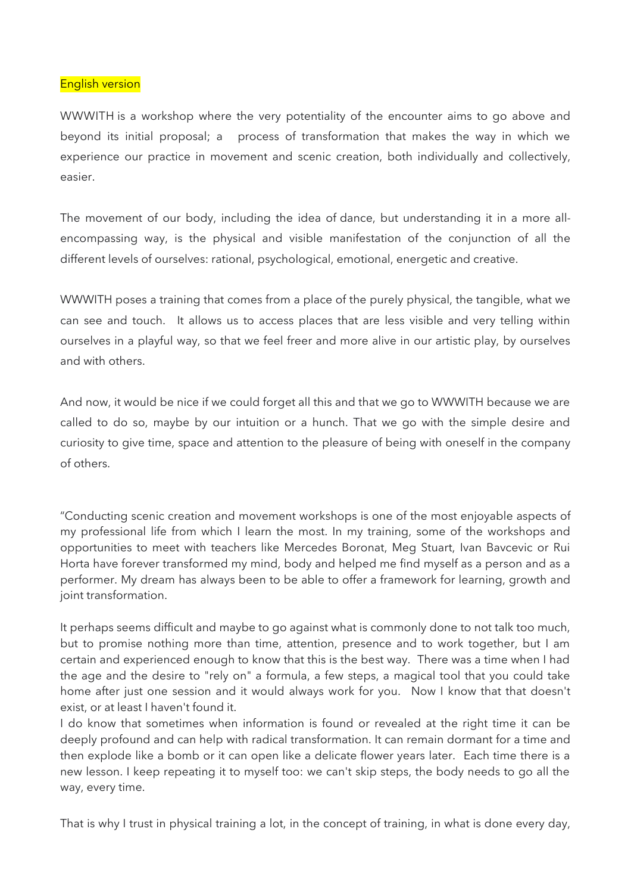English version

WWWITH is a workshop where the very potentiality of the encounter aims to go above and beyond its initial proposal; a process of transformation that makes the way in which we experience our practice in movement and scenic creation, both individually and collectively, easier.

The movement of our body, including the idea of dance, but understanding it in a more all-encompassing way, is the physical and visible manifestation of the conjunction of all the different levels of ourselves: rational, psychological, emotional, energetic and creative.

WWWITH poses a training that comes from a place of the purely physical, the tangible, what we can see and touch. It allows us to access places that are less visible and very telling within ourselves in a playful way, so that we feel freer and more alive in our artistic play, by ourselves and with others.

And now, it would be nice if we could forget all this and that we go to WWWITH because we are called to do so, maybe by our intuition or a hunch. That we go with the simple desire and curiosity to give time, space and attention to the pleasure of being with oneself in the company of others.

"Conducting scenic creation and movement workshops is one of the most enjoyable aspects of my professional life from which I learn the most. In my training, some of the workshops and opportunities to meet with teachers like Mercedes Boronat, Meg Stuart, Ivan Bavcevic or Rui Horta have forever transformed my mind, body and helped me find myself as a person and as a performer. My dream has always been to be able to offer a framework for learning, growth and joint transformation.

It perhaps seems difficult and maybe to go against what is commonly done to not talk too much, but to promise nothing more than time, attention, presence and to work together, but I am certain and experienced enough to know that this is the best way. There was a time when I had the age and the desire to "rely on" a formula, a few steps, a magical tool that you could take home after just one session and it would always work for you. Now I know that that doesn't exist, or at least I haven't found it.

I do know that sometimes when information is found or revealed at the right time it can be deeply profound and can help with radical transformation. It can remain dormant for a time and then explode like a bomb or it can open like a delicate flower years later. Each time there is a new lesson. I keep repeating it to myself too: we can't skip steps, the body needs to go all the way, every time.

That is why I trust in physical training a lot, in the concept of training, in what is done every day,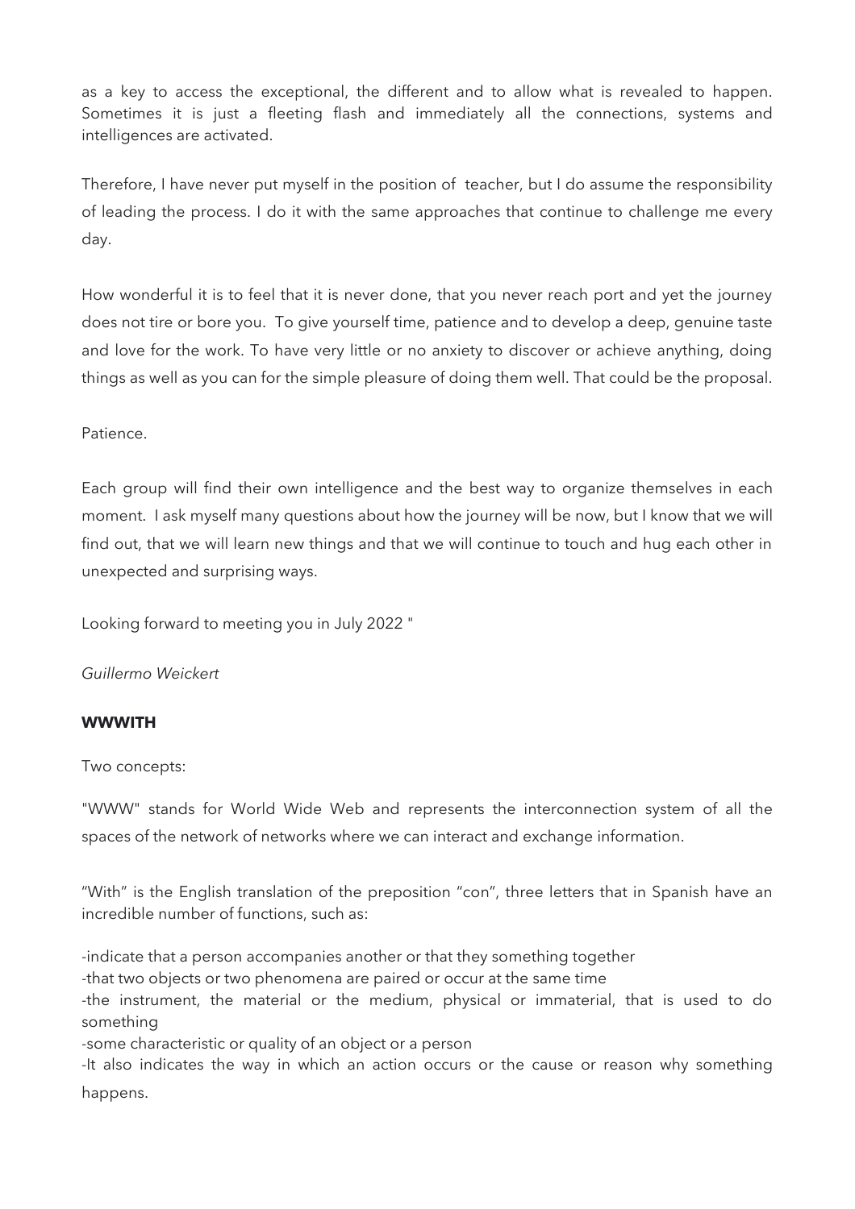as a key to access the exceptional, the different and to allow what is revealed to happen. Sometimes it is just a fleeting flash and immediately all the connections, systems and intelligences are activated.

Therefore, I have never put myself in the position of teacher, but I do assume the responsibility of leading the process. I do it with the same approaches that continue to challenge me every day.

How wonderful it is to feel that it is never done, that you never reach port and yet the journey does not tire or bore you. To give yourself time, patience and to develop a deep, genuine taste and love for the work. To have very little or no anxiety to discover or achieve anything, doing things as well as you can for the simple pleasure of doing them well. That could be the proposal.

Patience.

Each group will find their own intelligence and the best way to organize themselves in each moment. I ask myself many questions about how the journey will be now, but I know that we will find out, that we will learn new things and that we will continue to touch and hug each other in unexpected and surprising ways.

Looking forward to meeting you in July 2022 "

*Guillermo Weickert*

**WWWITH**

Two concepts:

"WWW" stands for World Wide Web and represents the interconnection system of all the spaces of the network of networks where we can interact and exchange information.

"With" is the English translation of the preposition "con", three letters that in Spanish have an incredible number of functions, such as:

-indicate that a person accompanies another or that they something together
-that two objects or two phenomena are paired or occur at the same time
-the instrument, the material or the medium, physical or immaterial, that is used to do something
-some characteristic or quality of an object or a person
-It also indicates the way in which an action occurs or the cause or reason why something happens.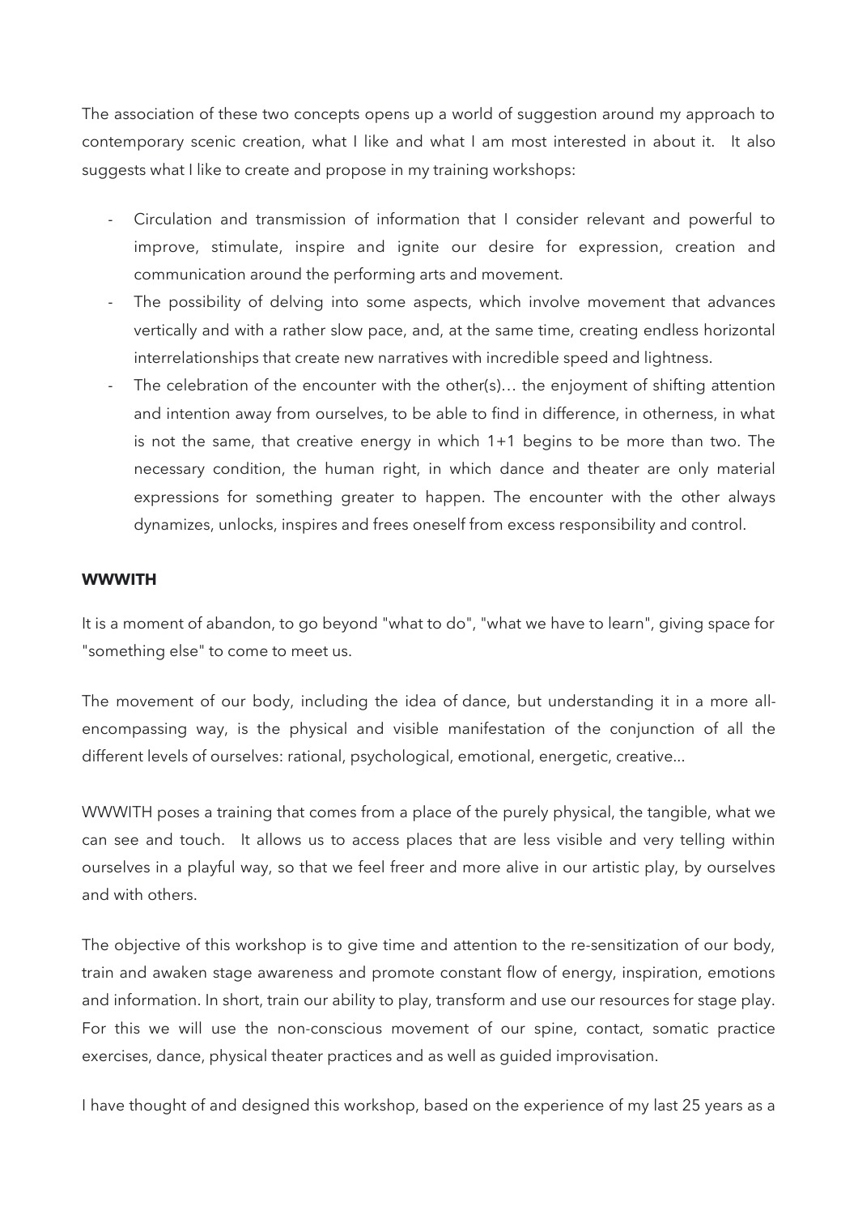The association of these two concepts opens up a world of suggestion around my approach to contemporary scenic creation, what I like and what I am most interested in about it. It also suggests what I like to create and propose in my training workshops:

- Circulation and transmission of information that I consider relevant and powerful to improve, stimulate, inspire and ignite our desire for expression, creation and communication around the performing arts and movement.
- The possibility of delving into some aspects, which involve movement that advances vertically and with a rather slow pace, and, at the same time, creating endless horizontal interrelationships that create new narratives with incredible speed and lightness.
- The celebration of the encounter with the other(s)… the enjoyment of shifting attention and intention away from ourselves, to be able to find in difference, in otherness, in what is not the same, that creative energy in which 1+1 begins to be more than two. The necessary condition, the human right, in which dance and theater are only material expressions for something greater to happen. The encounter with the other always dynamizes, unlocks, inspires and frees oneself from excess responsibility and control.

**WWWITH**

It is a moment of abandon, to go beyond "what to do", "what we have to learn", giving space for "something else" to come to meet us.

The movement of our body, including the idea of dance, but understanding it in a more all-encompassing way, is the physical and visible manifestation of the conjunction of all the different levels of ourselves: rational, psychological, emotional, energetic, creative...

WWWITH poses a training that comes from a place of the purely physical, the tangible, what we can see and touch. It allows us to access places that are less visible and very telling within ourselves in a playful way, so that we feel freer and more alive in our artistic play, by ourselves and with others.

The objective of this workshop is to give time and attention to the re-sensitization of our body, train and awaken stage awareness and promote constant flow of energy, inspiration, emotions and information. In short, train our ability to play, transform and use our resources for stage play. For this we will use the non-conscious movement of our spine, contact, somatic practice exercises, dance, physical theater practices and as well as guided improvisation.

I have thought of and designed this workshop, based on the experience of my last 25 years as a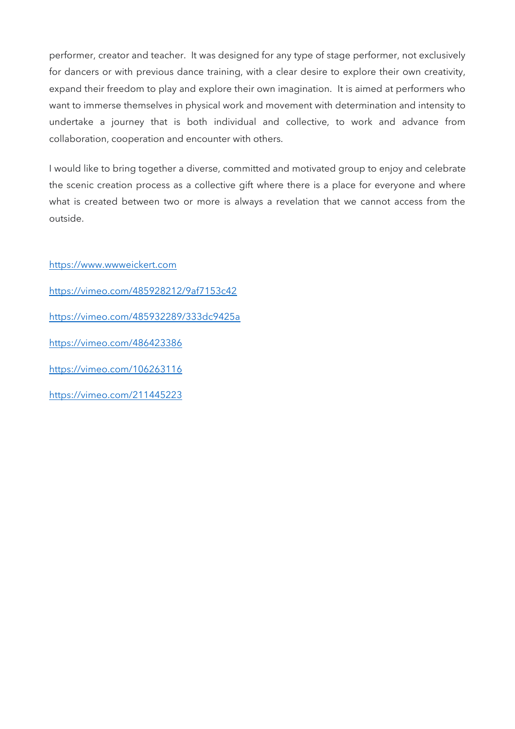performer, creator and teacher. It was designed for any type of stage performer, not exclusively for dancers or with previous dance training, with a clear desire to explore their own creativity, expand their freedom to play and explore their own imagination. It is aimed at performers who want to immerse themselves in physical work and movement with determination and intensity to undertake a journey that is both individual and collective, to work and advance from collaboration, cooperation and encounter with others.

I would like to bring together a diverse, committed and motivated group to enjoy and celebrate the scenic creation process as a collective gift where there is a place for everyone and where what is created between two or more is always a revelation that we cannot access from the outside.

https://www.wwweickert.com

https://vimeo.com/485928212/9af7153c42

https://vimeo.com/485932289/333dc9425a

https://vimeo.com/486423386

https://vimeo.com/106263116

https://vimeo.com/211445223